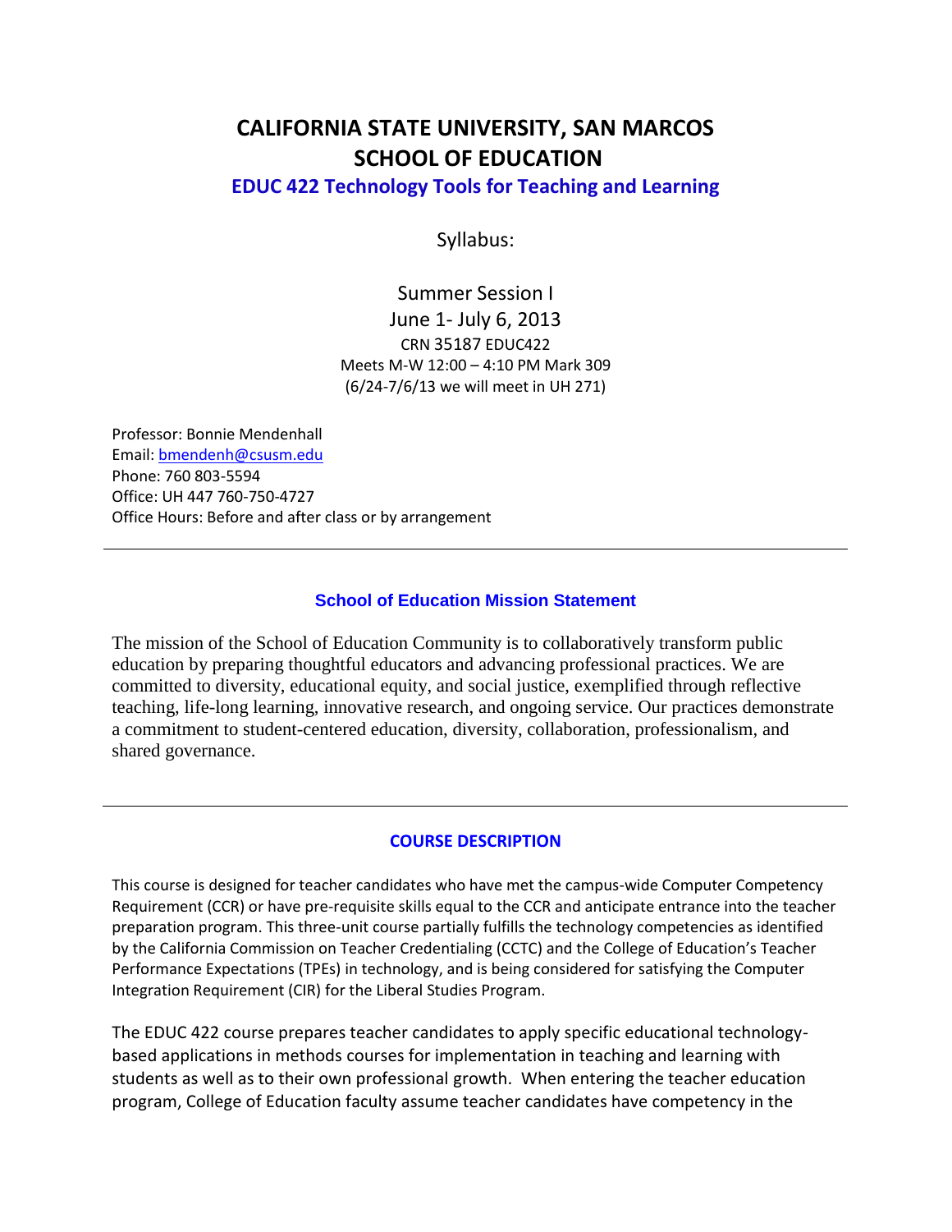# CALIFORNIA STATE UNIVERSITY, SAN MARCOS
# SCHOOL OF EDUCATION

## EDUC 422 Technology Tools for Teaching and Learning

Syllabus:

Summer Session I
June 1- July 6, 2013
CRN 35187 EDUC422
Meets M-W 12:00 – 4:10 PM Mark 309
(6/24-7/6/13 we will meet in UH 271)

Professor: Bonnie Mendenhall
Email: bmendenh@csusm.edu
Phone: 760 803-5594
Office: UH 447 760-750-4727
Office Hours: Before and after class or by arrangement

---

### School of Education Mission Statement

The mission of the School of Education Community is to collaboratively transform public education by preparing thoughtful educators and advancing professional practices. We are committed to diversity, educational equity, and social justice, exemplified through reflective teaching, life-long learning, innovative research, and ongoing service. Our practices demonstrate a commitment to student-centered education, diversity, collaboration, professionalism, and shared governance.

---

### COURSE DESCRIPTION

This course is designed for teacher candidates who have met the campus-wide Computer Competency Requirement (CCR) or have pre-requisite skills equal to the CCR and anticipate entrance into the teacher preparation program. This three-unit course partially fulfills the technology competencies as identified by the California Commission on Teacher Credentialing (CCTC) and the College of Education's Teacher Performance Expectations (TPEs) in technology, and is being considered for satisfying the Computer Integration Requirement (CIR) for the Liberal Studies Program.

The EDUC 422 course prepares teacher candidates to apply specific educational technology-based applications in methods courses for implementation in teaching and learning with students as well as to their own professional growth. When entering the teacher education program, College of Education faculty assume teacher candidates have competency in the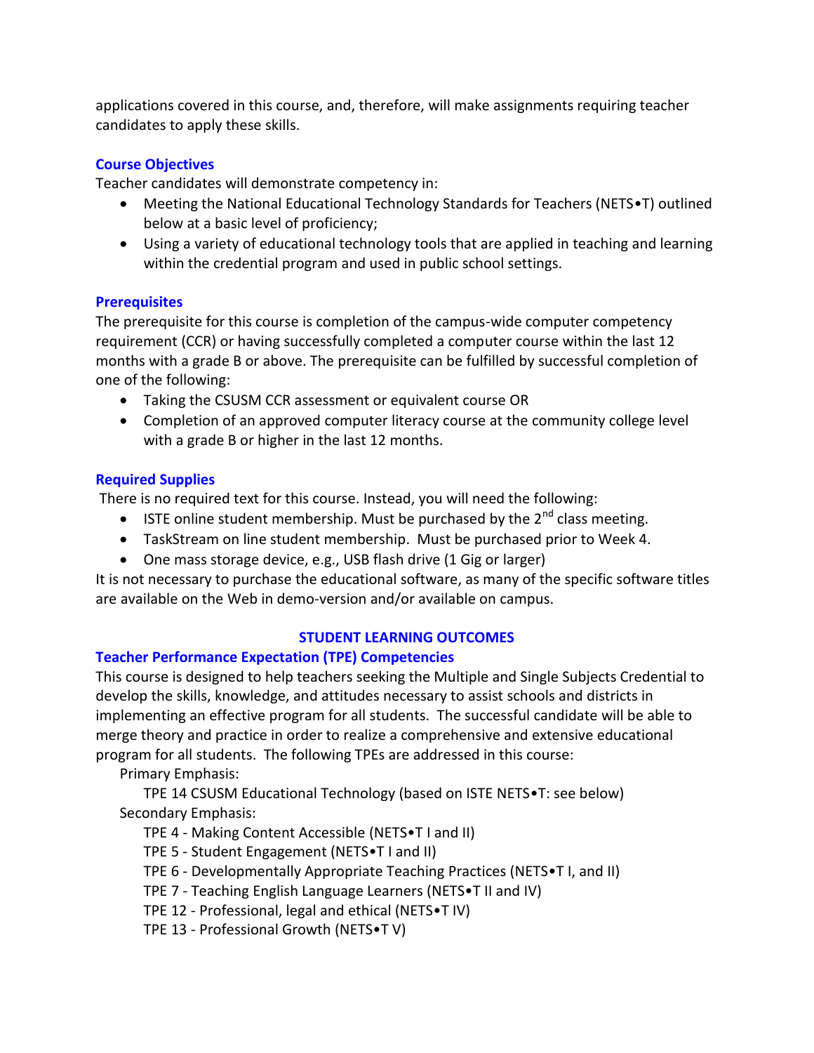applications covered in this course, and, therefore, will make assignments requiring teacher candidates to apply these skills.

### Course Objectives

Teacher candidates will demonstrate competency in:

- Meeting the National Educational Technology Standards for Teachers (NETS•T) outlined below at a basic level of proficiency;
- Using a variety of educational technology tools that are applied in teaching and learning within the credential program and used in public school settings.

### Prerequisites

The prerequisite for this course is completion of the campus-wide computer competency requirement (CCR) or having successfully completed a computer course within the last 12 months with a grade B or above. The prerequisite can be fulfilled by successful completion of one of the following:

- Taking the CSUSM CCR assessment or equivalent course OR
- Completion of an approved computer literacy course at the community college level with a grade B or higher in the last 12 months.

### Required Supplies

There is no required text for this course. Instead, you will need the following:

- ISTE online student membership. Must be purchased by the 2nd class meeting.
- TaskStream on line student membership. Must be purchased prior to Week 4.
- One mass storage device, e.g., USB flash drive (1 Gig or larger)

It is not necessary to purchase the educational software, as many of the specific software titles are available on the Web in demo-version and/or available on campus.

## STUDENT LEARNING OUTCOMES

### Teacher Performance Expectation (TPE) Competencies

This course is designed to help teachers seeking the Multiple and Single Subjects Credential to develop the skills, knowledge, and attitudes necessary to assist schools and districts in implementing an effective program for all students. The successful candidate will be able to merge theory and practice in order to realize a comprehensive and extensive educational program for all students. The following TPEs are addressed in this course:

Primary Emphasis:

TPE 14 CSUSM Educational Technology (based on ISTE NETS•T: see below)

Secondary Emphasis:

TPE 4 - Making Content Accessible (NETS•T I and II)
TPE 5 - Student Engagement (NETS•T I and II)
TPE 6 - Developmentally Appropriate Teaching Practices (NETS•T I, and II)
TPE 7 - Teaching English Language Learners (NETS•T II and IV)
TPE 12 - Professional, legal and ethical (NETS•T IV)
TPE 13 - Professional Growth (NETS•T V)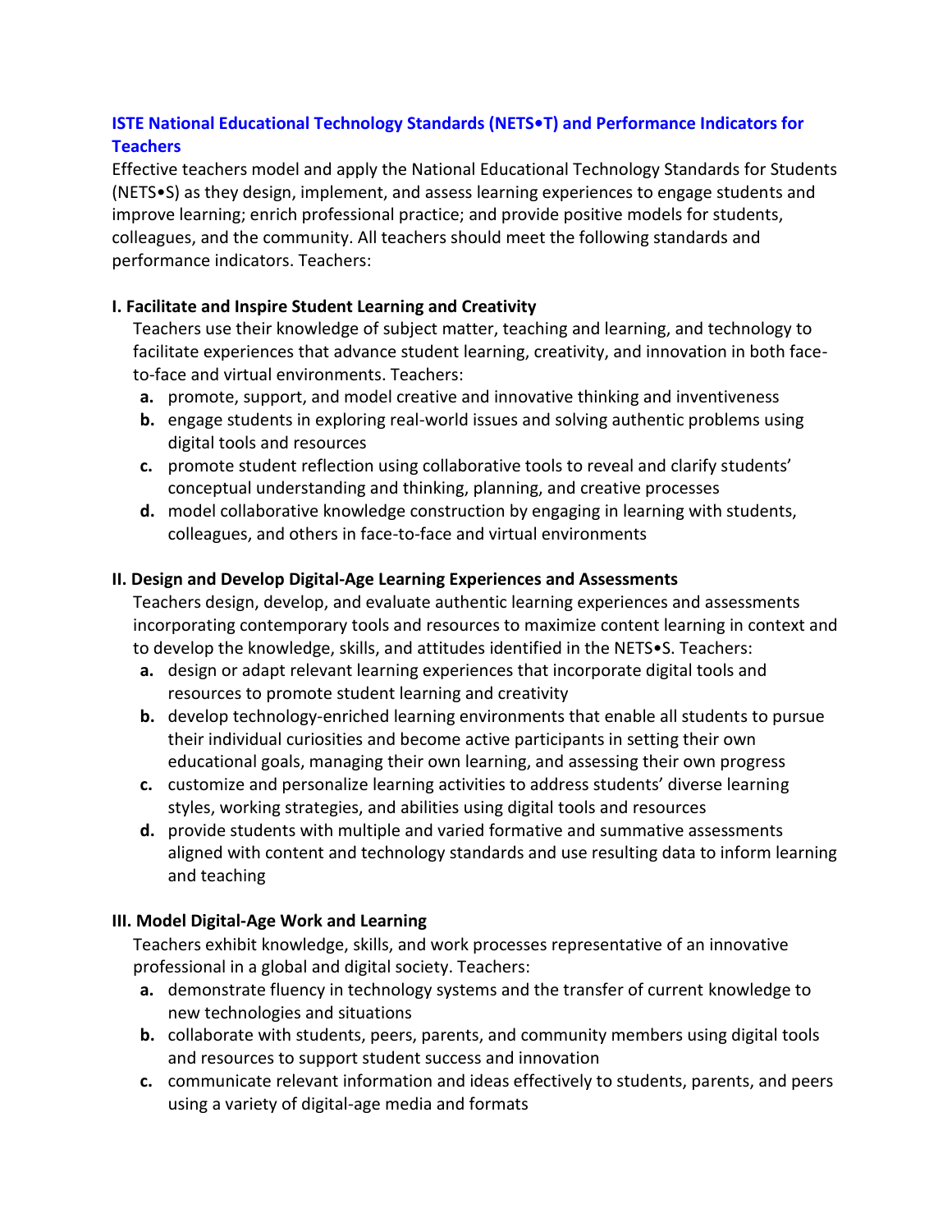## ISTE National Educational Technology Standards (NETS•T) and Performance Indicators for Teachers

Effective teachers model and apply the National Educational Technology Standards for Students (NETS•S) as they design, implement, and assess learning experiences to engage students and improve learning; enrich professional practice; and provide positive models for students, colleagues, and the community. All teachers should meet the following standards and performance indicators. Teachers:

### I. Facilitate and Inspire Student Learning and Creativity

Teachers use their knowledge of subject matter, teaching and learning, and technology to facilitate experiences that advance student learning, creativity, and innovation in both face-to-face and virtual environments. Teachers:

- **a.** promote, support, and model creative and innovative thinking and inventiveness
- **b.** engage students in exploring real-world issues and solving authentic problems using digital tools and resources
- **c.** promote student reflection using collaborative tools to reveal and clarify students' conceptual understanding and thinking, planning, and creative processes
- **d.** model collaborative knowledge construction by engaging in learning with students, colleagues, and others in face-to-face and virtual environments

### II. Design and Develop Digital-Age Learning Experiences and Assessments

Teachers design, develop, and evaluate authentic learning experiences and assessments incorporating contemporary tools and resources to maximize content learning in context and to develop the knowledge, skills, and attitudes identified in the NETS•S. Teachers:

- **a.** design or adapt relevant learning experiences that incorporate digital tools and resources to promote student learning and creativity
- **b.** develop technology-enriched learning environments that enable all students to pursue their individual curiosities and become active participants in setting their own educational goals, managing their own learning, and assessing their own progress
- **c.** customize and personalize learning activities to address students' diverse learning styles, working strategies, and abilities using digital tools and resources
- **d.** provide students with multiple and varied formative and summative assessments aligned with content and technology standards and use resulting data to inform learning and teaching

### III. Model Digital-Age Work and Learning

Teachers exhibit knowledge, skills, and work processes representative of an innovative professional in a global and digital society. Teachers:

- **a.** demonstrate fluency in technology systems and the transfer of current knowledge to new technologies and situations
- **b.** collaborate with students, peers, parents, and community members using digital tools and resources to support student success and innovation
- **c.** communicate relevant information and ideas effectively to students, parents, and peers using a variety of digital-age media and formats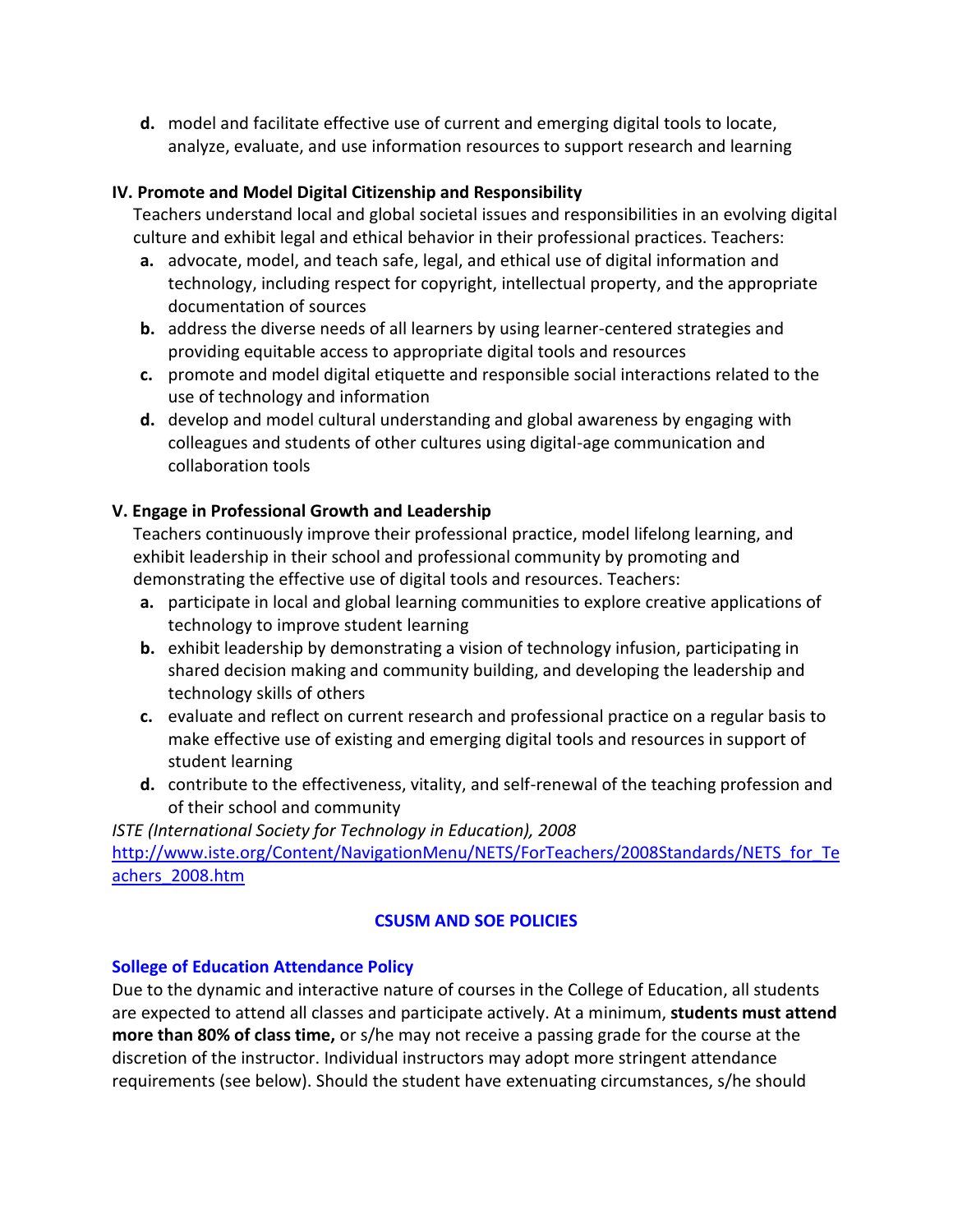**d.** model and facilitate effective use of current and emerging digital tools to locate, analyze, evaluate, and use information resources to support research and learning

**IV. Promote and Model Digital Citizenship and Responsibility**

Teachers understand local and global societal issues and responsibilities in an evolving digital culture and exhibit legal and ethical behavior in their professional practices. Teachers:

**a.** advocate, model, and teach safe, legal, and ethical use of digital information and technology, including respect for copyright, intellectual property, and the appropriate documentation of sources

**b.** address the diverse needs of all learners by using learner-centered strategies and providing equitable access to appropriate digital tools and resources

**c.** promote and model digital etiquette and responsible social interactions related to the use of technology and information

**d.** develop and model cultural understanding and global awareness by engaging with colleagues and students of other cultures using digital-age communication and collaboration tools

**V. Engage in Professional Growth and Leadership**

Teachers continuously improve their professional practice, model lifelong learning, and exhibit leadership in their school and professional community by promoting and demonstrating the effective use of digital tools and resources. Teachers:

**a.** participate in local and global learning communities to explore creative applications of technology to improve student learning

**b.** exhibit leadership by demonstrating a vision of technology infusion, participating in shared decision making and community building, and developing the leadership and technology skills of others

**c.** evaluate and reflect on current research and professional practice on a regular basis to make effective use of existing and emerging digital tools and resources in support of student learning

**d.** contribute to the effectiveness, vitality, and self-renewal of the teaching profession and of their school and community

*ISTE (International Society for Technology in Education), 2008*
http://www.iste.org/Content/NavigationMenu/NETS/ForTeachers/2008Standards/NETS_for_Teachers_2008.htm

## CSUSM AND SOE POLICIES

### Sollege of Education Attendance Policy

Due to the dynamic and interactive nature of courses in the College of Education, all students are expected to attend all classes and participate actively. At a minimum, **students must attend more than 80% of class time,** or s/he may not receive a passing grade for the course at the discretion of the instructor. Individual instructors may adopt more stringent attendance requirements (see below). Should the student have extenuating circumstances, s/he should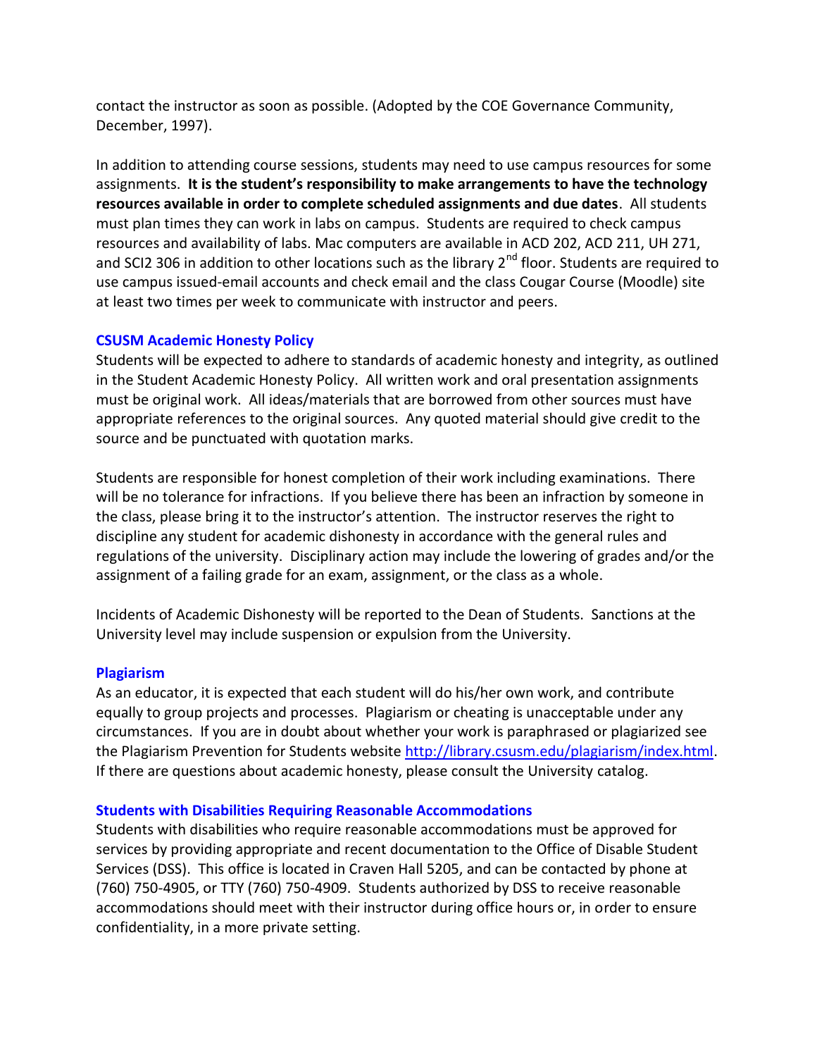contact the instructor as soon as possible. (Adopted by the COE Governance Community, December, 1997).

In addition to attending course sessions, students may need to use campus resources for some assignments. **It is the student's responsibility to make arrangements to have the technology resources available in order to complete scheduled assignments and due dates**. All students must plan times they can work in labs on campus. Students are required to check campus resources and availability of labs. Mac computers are available in ACD 202, ACD 211, UH 271, and SCI2 306 in addition to other locations such as the library 2nd floor. Students are required to use campus issued-email accounts and check email and the class Cougar Course (Moodle) site at least two times per week to communicate with instructor and peers.

### CSUSM Academic Honesty Policy

Students will be expected to adhere to standards of academic honesty and integrity, as outlined in the Student Academic Honesty Policy. All written work and oral presentation assignments must be original work. All ideas/materials that are borrowed from other sources must have appropriate references to the original sources. Any quoted material should give credit to the source and be punctuated with quotation marks.

Students are responsible for honest completion of their work including examinations. There will be no tolerance for infractions. If you believe there has been an infraction by someone in the class, please bring it to the instructor's attention. The instructor reserves the right to discipline any student for academic dishonesty in accordance with the general rules and regulations of the university. Disciplinary action may include the lowering of grades and/or the assignment of a failing grade for an exam, assignment, or the class as a whole.

Incidents of Academic Dishonesty will be reported to the Dean of Students. Sanctions at the University level may include suspension or expulsion from the University.

### Plagiarism

As an educator, it is expected that each student will do his/her own work, and contribute equally to group projects and processes. Plagiarism or cheating is unacceptable under any circumstances. If you are in doubt about whether your work is paraphrased or plagiarized see the Plagiarism Prevention for Students website http://library.csusm.edu/plagiarism/index.html. If there are questions about academic honesty, please consult the University catalog.

### Students with Disabilities Requiring Reasonable Accommodations

Students with disabilities who require reasonable accommodations must be approved for services by providing appropriate and recent documentation to the Office of Disable Student Services (DSS). This office is located in Craven Hall 5205, and can be contacted by phone at (760) 750-4905, or TTY (760) 750-4909. Students authorized by DSS to receive reasonable accommodations should meet with their instructor during office hours or, in order to ensure confidentiality, in a more private setting.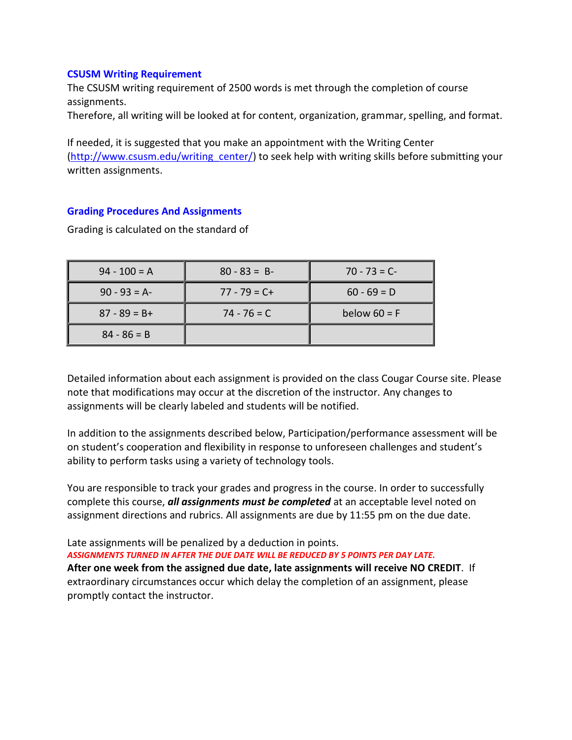## CSUSM Writing Requirement

The CSUSM writing requirement of 2500 words is met through the completion of course assignments.
Therefore, all writing will be looked at for content, organization, grammar, spelling, and format.

If needed, it is suggested that you make an appointment with the Writing Center (http://www.csusm.edu/writing_center/) to seek help with writing skills before submitting your written assignments.

## Grading Procedures And Assignments

Grading is calculated on the standard of

| | | |
|---|---|---|
| 94 - 100 = A | 80 - 83 = B- | 70 - 73 = C- |
| 90 - 93 = A- | 77 - 79 = C+ | 60 - 69 = D |
| 87 - 89 = B+ | 74 - 76 = C | below 60 = F |
| 84 - 86 = B | | |

Detailed information about each assignment is provided on the class Cougar Course site. Please note that modifications may occur at the discretion of the instructor. Any changes to assignments will be clearly labeled and students will be notified.

In addition to the assignments described below, Participation/performance assessment will be on student's cooperation and flexibility in response to unforeseen challenges and student's ability to perform tasks using a variety of technology tools.

You are responsible to track your grades and progress in the course. In order to successfully complete this course, ***all assignments must be completed*** at an acceptable level noted on assignment directions and rubrics. All assignments are due by 11:55 pm on the due date.

Late assignments will be penalized by a deduction in points.
***ASSIGNMENTS TURNED IN AFTER THE DUE DATE WILL BE REDUCED BY 5 POINTS PER DAY LATE.***
**After one week from the assigned due date, late assignments will receive NO CREDIT**. If extraordinary circumstances occur which delay the completion of an assignment, please promptly contact the instructor.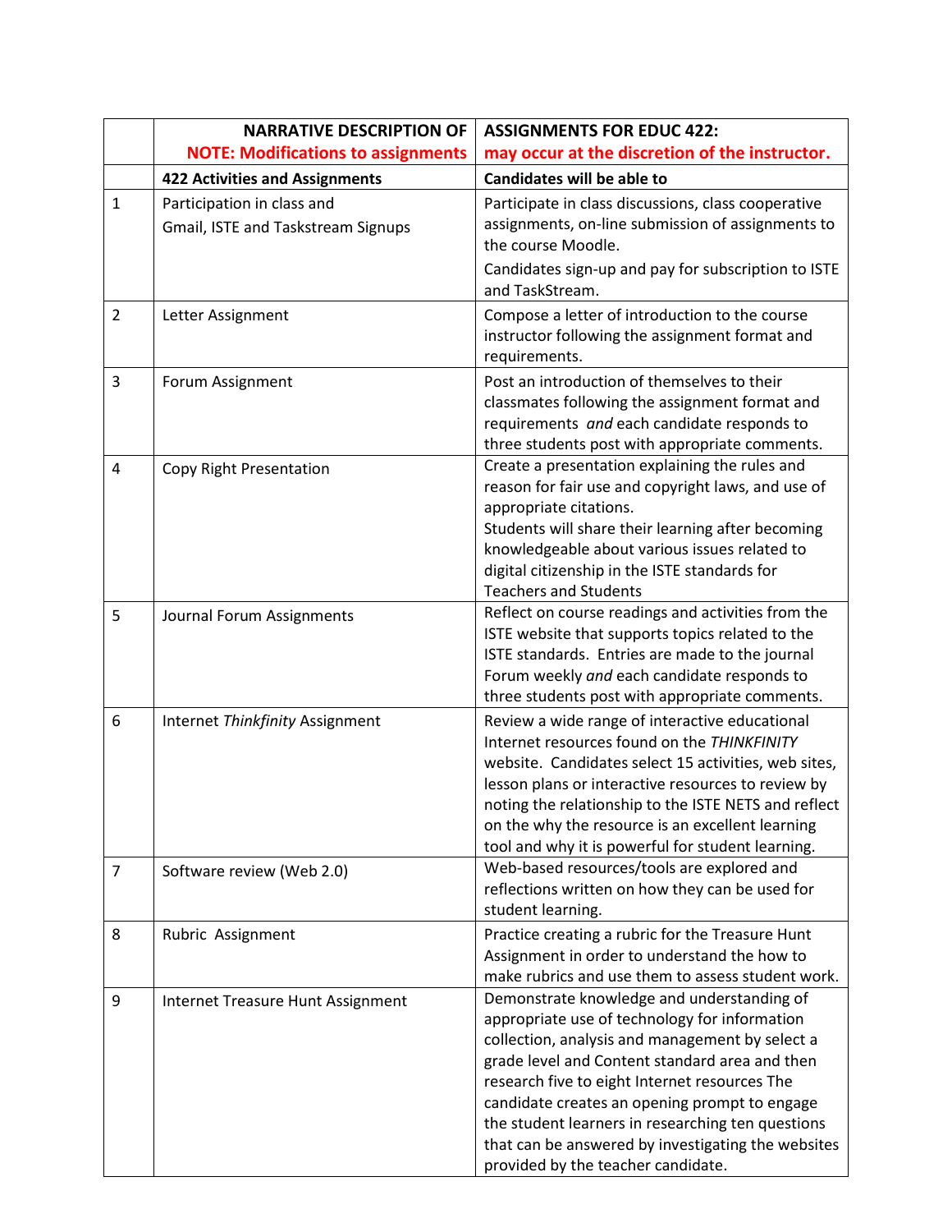| | NARRATIVE DESCRIPTION OF **NOTE: Modifications to assignments** | ASSIGNMENTS FOR EDUC 422: **may occur at the discretion of the instructor.** |
|---|---|---|
| | **422 Activities and Assignments** | **Candidates will be able to** |
| 1 | Participation in class and Gmail, ISTE and Taskstream Signups | Participate in class discussions, class cooperative assignments, on-line submission of assignments to the course Moodle. Candidates sign-up and pay for subscription to ISTE and TaskStream. |
| 2 | Letter Assignment | Compose a letter of introduction to the course instructor following the assignment format and requirements. |
| 3 | Forum Assignment | Post an introduction of themselves to their classmates following the assignment format and requirements *and* each candidate responds to three students post with appropriate comments. |
| 4 | Copy Right Presentation | Create a presentation explaining the rules and reason for fair use and copyright laws, and use of appropriate citations. Students will share their learning after becoming knowledgeable about various issues related to digital citizenship in the ISTE standards for Teachers and Students |
| 5 | Journal Forum Assignments | Reflect on course readings and activities from the ISTE website that supports topics related to the ISTE standards. Entries are made to the journal Forum weekly *and* each candidate responds to three students post with appropriate comments. |
| 6 | Internet *Thinkfinity* Assignment | Review a wide range of interactive educational Internet resources found on the *THINKFINITY* website. Candidates select 15 activities, web sites, lesson plans or interactive resources to review by noting the relationship to the ISTE NETS and reflect on the why the resource is an excellent learning tool and why it is powerful for student learning. |
| 7 | Software review (Web 2.0) | Web-based resources/tools are explored and reflections written on how they can be used for student learning. |
| 8 | Rubric Assignment | Practice creating a rubric for the Treasure Hunt Assignment in order to understand the how to make rubrics and use them to assess student work. |
| 9 | Internet Treasure Hunt Assignment | Demonstrate knowledge and understanding of appropriate use of technology for information collection, analysis and management by select a grade level and Content standard area and then research five to eight Internet resources The candidate creates an opening prompt to engage the student learners in researching ten questions that can be answered by investigating the websites provided by the teacher candidate. |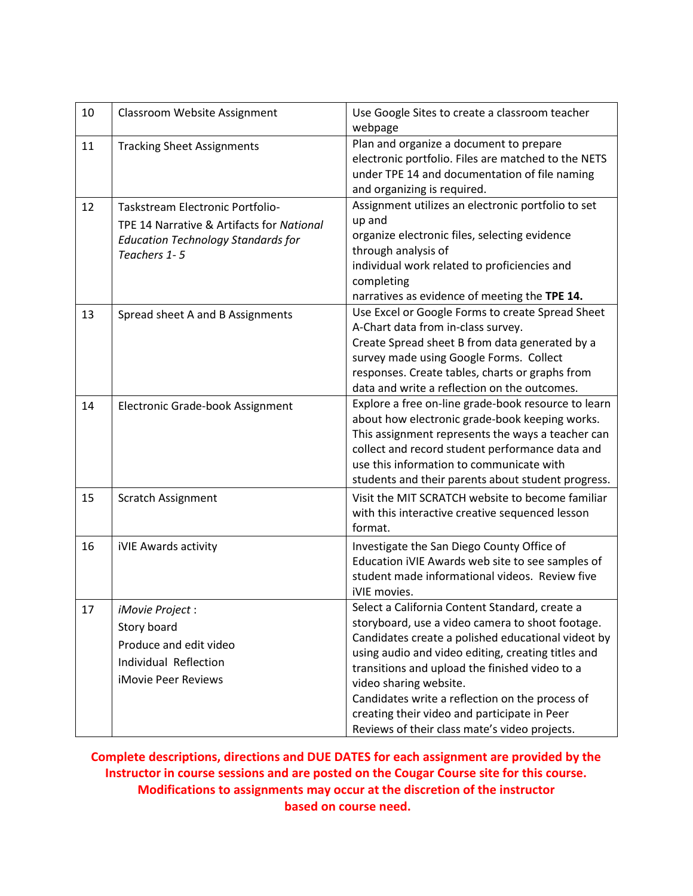| | | |
|---|---|---|
| 10 | Classroom Website Assignment | Use Google Sites to create a classroom teacher webpage |
| 11 | Tracking Sheet Assignments | Plan and organize a document to prepare electronic portfolio. Files are matched to the NETS under TPE 14 and documentation of file naming and organizing is required. |
| 12 | Taskstream Electronic Portfolio-<br>TPE 14 Narrative & Artifacts for *National Education Technology Standards for Teachers 1- 5* | Assignment utilizes an electronic portfolio to set up and<br>organize electronic files, selecting evidence through analysis of<br>individual work related to proficiencies and completing<br>narratives as evidence of meeting the **TPE 14.** |
| 13 | Spread sheet A and B Assignments | Use Excel or Google Forms to create Spread Sheet A-Chart data from in-class survey.<br>Create Spread sheet B from data generated by a survey made using Google Forms. Collect responses. Create tables, charts or graphs from data and write a reflection on the outcomes. |
| 14 | Electronic Grade-book Assignment | Explore a free on-line grade-book resource to learn about how electronic grade-book keeping works. This assignment represents the ways a teacher can collect and record student performance data and use this information to communicate with students and their parents about student progress. |
| 15 | Scratch Assignment | Visit the MIT SCRATCH website to become familiar with this interactive creative sequenced lesson format. |
| 16 | iVIE Awards activity | Investigate the San Diego County Office of Education iVIE Awards web site to see samples of student made informational videos. Review five iVIE movies. |
| 17 | *iMovie Project* :<br>Story board<br>Produce and edit video<br>Individual Reflection<br>iMovie Peer Reviews | Select a California Content Standard, create a storyboard, use a video camera to shoot footage. Candidates create a polished educational videot by using audio and video editing, creating titles and transitions and upload the finished video to a video sharing website.<br>Candidates write a reflection on the process of creating their video and participate in Peer Reviews of their class mate's video projects. |

**Complete descriptions, directions and DUE DATES for each assignment are provided by the Instructor in course sessions and are posted on the Cougar Course site for this course. Modifications to assignments may occur at the discretion of the instructor based on course need.**